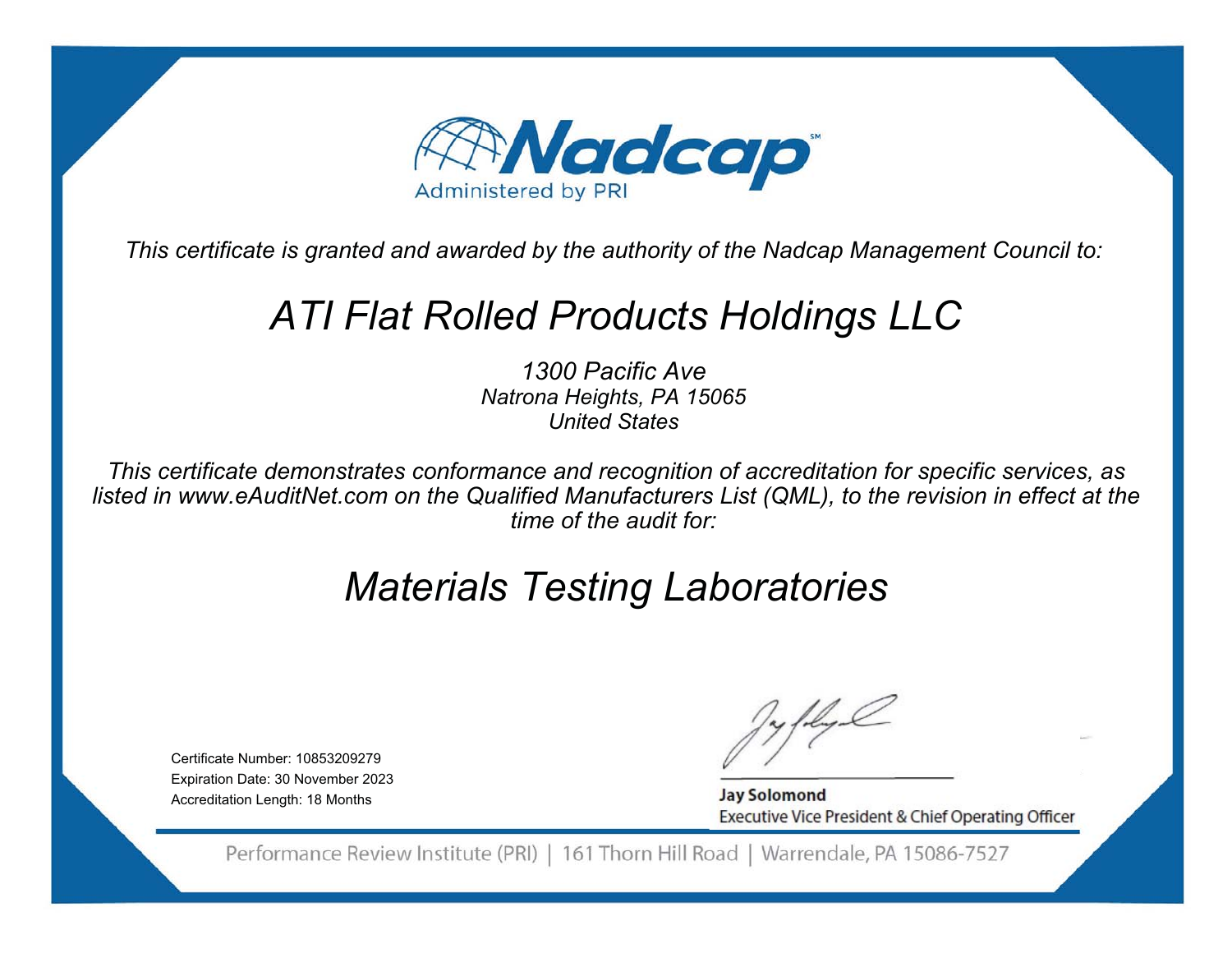# Nadcap

Administered by PRI

*This certificate is granted and awarded by the authority of the Nadcap Management Council to:*

## *ATI Flat Rolled Products Holdings LLC*

*1300 Pacific Ave*
*Natrona Heights, PA 15065*
*United States*

*This certificate demonstrates conformance and recognition of accreditation for specific services, as listed in www.eAuditNet.com on the Qualified Manufacturers List (QML), to the revision in effect at the time of the audit for:*

## *Materials Testing Laboratories*

Certificate Number: 10853209279
Expiration Date: 30 November 2023
Accreditation Length: 18 Months

**Jay Solomond**
Executive Vice President & Chief Operating Officer

Performance Review Institute (PRI) | 161 Thorn Hill Road | Warrendale, PA 15086-7527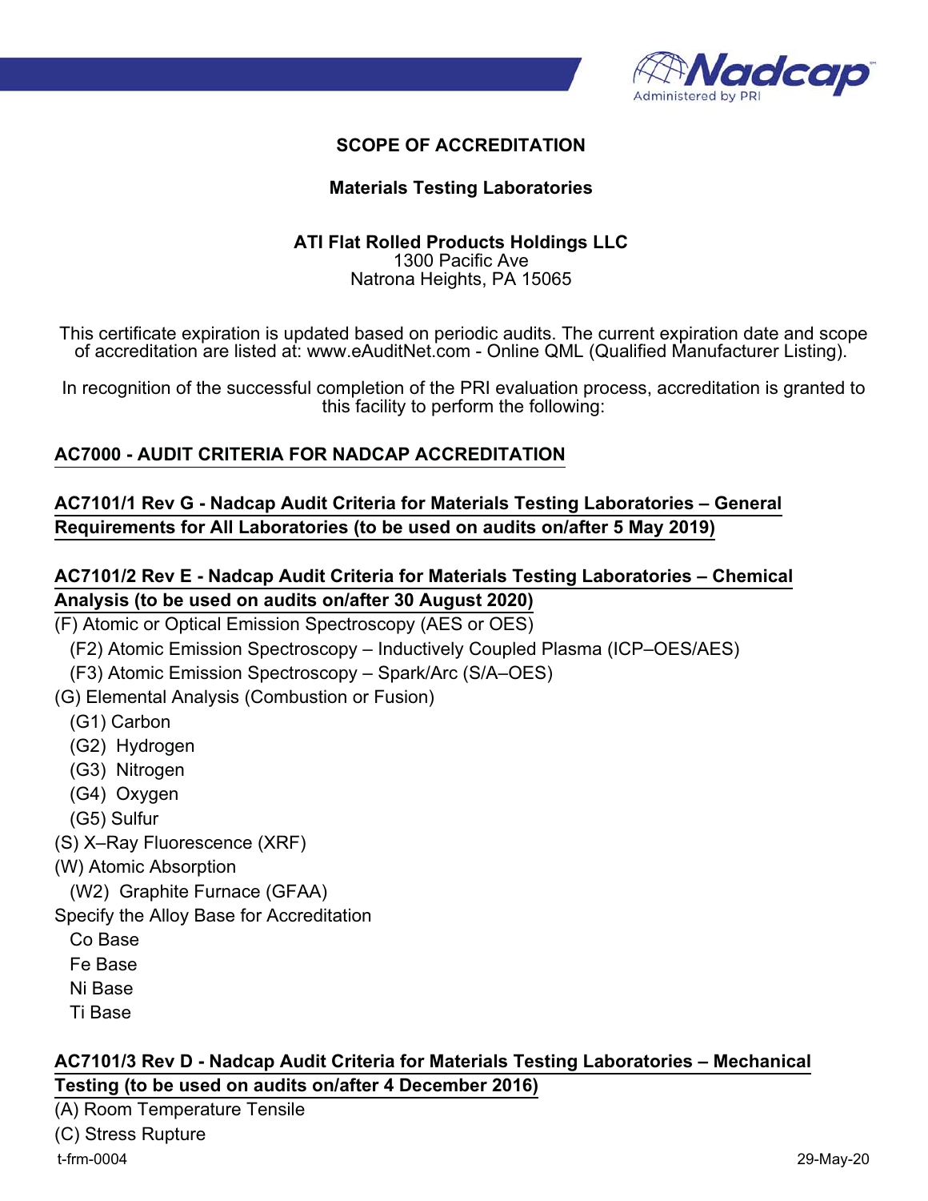## SCOPE OF ACCREDITATION

### Materials Testing Laboratories

**ATI Flat Rolled Products Holdings LLC**
1300 Pacific Ave
Natrona Heights, PA 15065

This certificate expiration is updated based on periodic audits. The current expiration date and scope of accreditation are listed at: www.eAuditNet.com - Online QML (Qualified Manufacturer Listing).

In recognition of the successful completion of the PRI evaluation process, accreditation is granted to this facility to perform the following:

**AC7000 - AUDIT CRITERIA FOR NADCAP ACCREDITATION**

**AC7101/1 Rev G - Nadcap Audit Criteria for Materials Testing Laboratories – General Requirements for All Laboratories (to be used on audits on/after 5 May 2019)**

**AC7101/2 Rev E - Nadcap Audit Criteria for Materials Testing Laboratories – Chemical Analysis (to be used on audits on/after 30 August 2020)**

(F) Atomic or Optical Emission Spectroscopy (AES or OES)
- (F2) Atomic Emission Spectroscopy – Inductively Coupled Plasma (ICP–OES/AES)
- (F3) Atomic Emission Spectroscopy – Spark/Arc (S/A–OES)

(G) Elemental Analysis (Combustion or Fusion)
- (G1) Carbon
- (G2) Hydrogen
- (G3) Nitrogen
- (G4) Oxygen
- (G5) Sulfur

(S) X–Ray Fluorescence (XRF)

(W) Atomic Absorption
- (W2) Graphite Furnace (GFAA)

Specify the Alloy Base for Accreditation
- Co Base
- Fe Base
- Ni Base
- Ti Base

**AC7101/3 Rev D - Nadcap Audit Criteria for Materials Testing Laboratories – Mechanical Testing (to be used on audits on/after 4 December 2016)**

(A) Room Temperature Tensile

(C) Stress Rupture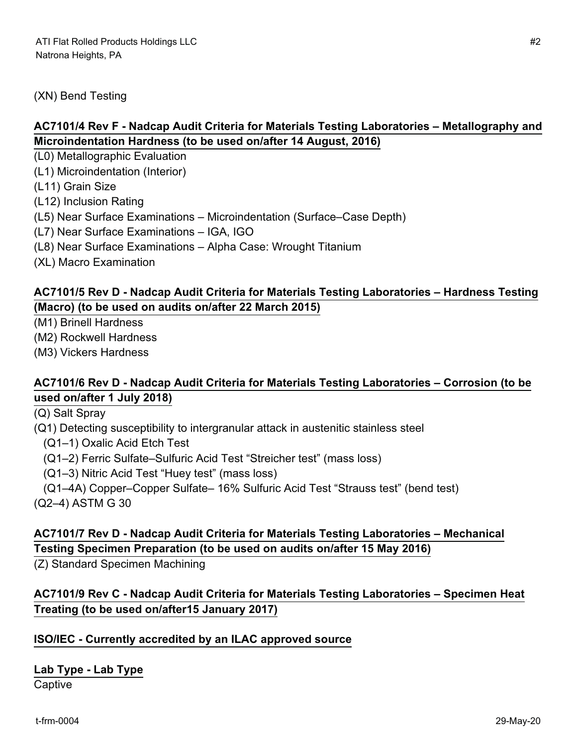(XN) Bend Testing

**AC7101/4 Rev F - Nadcap Audit Criteria for Materials Testing Laboratories – Metallography and Microindentation Hardness (to be used on/after 14 August, 2016)**

(L0) Metallographic Evaluation
(L1) Microindentation (Interior)
(L11) Grain Size
(L12) Inclusion Rating
(L5) Near Surface Examinations – Microindentation (Surface–Case Depth)
(L7) Near Surface Examinations – IGA, IGO
(L8) Near Surface Examinations – Alpha Case: Wrought Titanium
(XL) Macro Examination

**AC7101/5 Rev D - Nadcap Audit Criteria for Materials Testing Laboratories – Hardness Testing (Macro) (to be used on audits on/after 22 March 2015)**

(M1) Brinell Hardness
(M2) Rockwell Hardness
(M3) Vickers Hardness

**AC7101/6 Rev D - Nadcap Audit Criteria for Materials Testing Laboratories – Corrosion (to be used on/after 1 July 2018)**

(Q) Salt Spray
(Q1) Detecting susceptibility to intergranular attack in austenitic stainless steel
  (Q1–1) Oxalic Acid Etch Test
  (Q1–2) Ferric Sulfate–Sulfuric Acid Test "Streicher test" (mass loss)
  (Q1–3) Nitric Acid Test "Huey test" (mass loss)
  (Q1–4A) Copper–Copper Sulfate– 16% Sulfuric Acid Test "Strauss test" (bend test)
(Q2–4) ASTM G 30

**AC7101/7 Rev D - Nadcap Audit Criteria for Materials Testing Laboratories – Mechanical Testing Specimen Preparation (to be used on audits on/after 15 May 2016)**

(Z) Standard Specimen Machining

**AC7101/9 Rev C - Nadcap Audit Criteria for Materials Testing Laboratories – Specimen Heat Treating (to be used on/after15 January 2017)**

**ISO/IEC - Currently accredited by an ILAC approved source**

**Lab Type - Lab Type**

Captive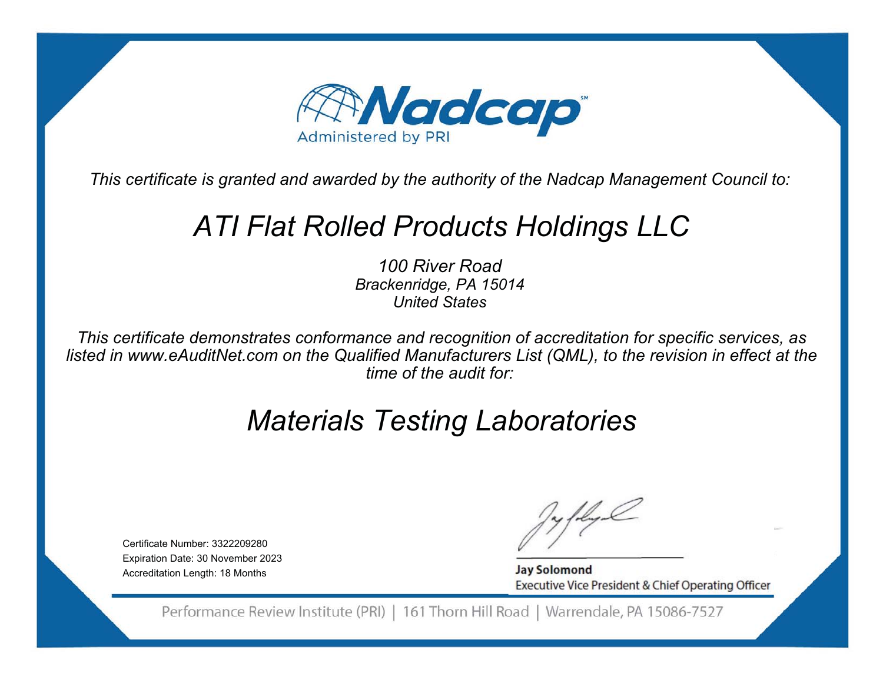# Nadcap

Administered by PRI

*This certificate is granted and awarded by the authority of the Nadcap Management Council to:*

## *ATI Flat Rolled Products Holdings LLC*

*100 River Road*
*Brackenridge, PA 15014*
*United States*

*This certificate demonstrates conformance and recognition of accreditation for specific services, as listed in www.eAuditNet.com on the Qualified Manufacturers List (QML), to the revision in effect at the time of the audit for:*

## *Materials Testing Laboratories*

Certificate Number: 3322209280
Expiration Date: 30 November 2023
Accreditation Length: 18 Months

**Jay Solomond**
Executive Vice President & Chief Operating Officer

Performance Review Institute (PRI) | 161 Thorn Hill Road | Warrendale, PA 15086-7527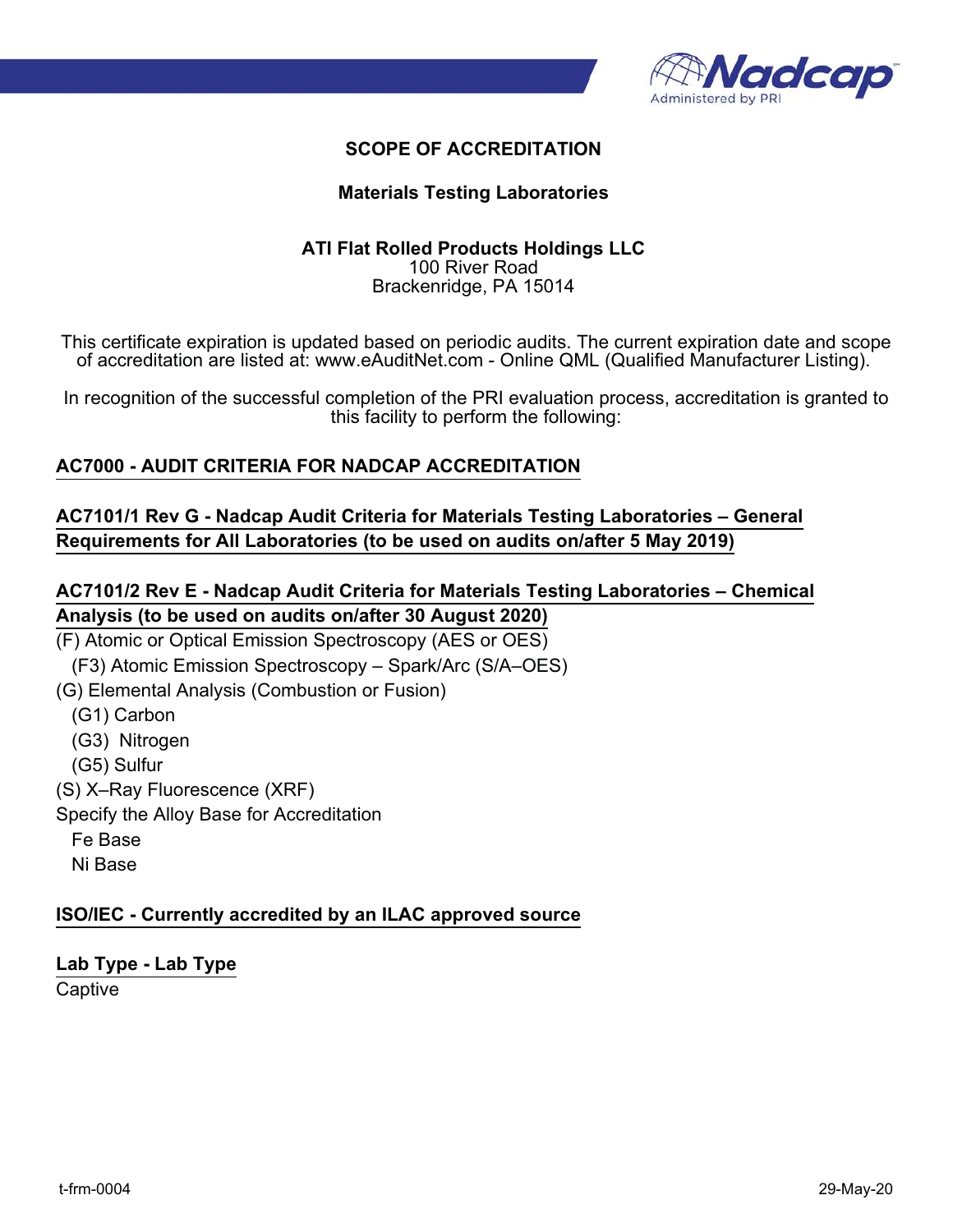**SCOPE OF ACCREDITATION**

**Materials Testing Laboratories**

**ATI Flat Rolled Products Holdings LLC**
100 River Road
Brackenridge, PA 15014

This certificate expiration is updated based on periodic audits. The current expiration date and scope of accreditation are listed at: www.eAuditNet.com - Online QML (Qualified Manufacturer Listing).

In recognition of the successful completion of the PRI evaluation process, accreditation is granted to this facility to perform the following:

**AC7000 - AUDIT CRITERIA FOR NADCAP ACCREDITATION**

**AC7101/1 Rev G - Nadcap Audit Criteria for Materials Testing Laboratories – General Requirements for All Laboratories (to be used on audits on/after 5 May 2019)**

**AC7101/2 Rev E - Nadcap Audit Criteria for Materials Testing Laboratories – Chemical Analysis (to be used on audits on/after 30 August 2020)**

(F) Atomic or Optical Emission Spectroscopy (AES or OES)
- (F3) Atomic Emission Spectroscopy – Spark/Arc (S/A–OES)

(G) Elemental Analysis (Combustion or Fusion)
- (G1) Carbon
- (G3) Nitrogen
- (G5) Sulfur

(S) X–Ray Fluorescence (XRF)

Specify the Alloy Base for Accreditation
- Fe Base
- Ni Base

**ISO/IEC - Currently accredited by an ILAC approved source**

**Lab Type - Lab Type**

Captive

t-frm-0004 29-May-20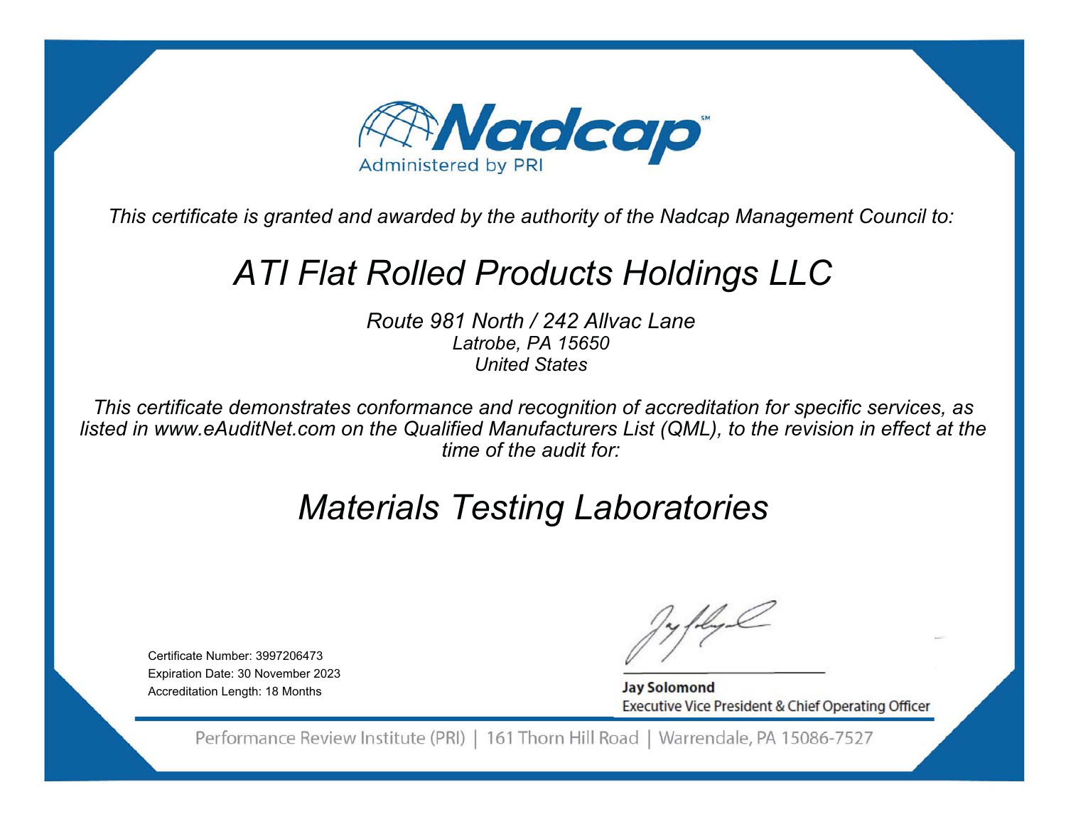# Nadcap

Administered by PRI

*This certificate is granted and awarded by the authority of the Nadcap Management Council to:*

## *ATI Flat Rolled Products Holdings LLC*

*Route 981 North / 242 Allvac Lane*
*Latrobe, PA 15650*
*United States*

*This certificate demonstrates conformance and recognition of accreditation for specific services, as listed in www.eAuditNet.com on the Qualified Manufacturers List (QML), to the revision in effect at the time of the audit for:*

## *Materials Testing Laboratories*

Certificate Number: 3997206473
Expiration Date: 30 November 2023
Accreditation Length: 18 Months

**Jay Solomond**
Executive Vice President & Chief Operating Officer

Performance Review Institute (PRI) | 161 Thorn Hill Road | Warrendale, PA 15086-7527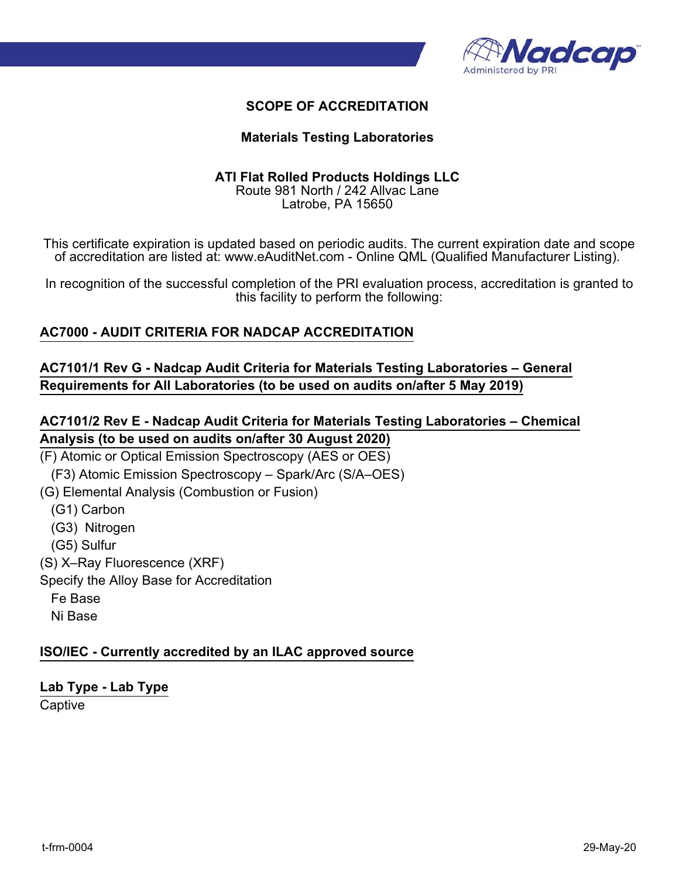# SCOPE OF ACCREDITATION

## Materials Testing Laboratories

**ATI Flat Rolled Products Holdings LLC**
Route 981 North / 242 Allvac Lane
Latrobe, PA 15650

This certificate expiration is updated based on periodic audits. The current expiration date and scope of accreditation are listed at: www.eAuditNet.com - Online QML (Qualified Manufacturer Listing).

In recognition of the successful completion of the PRI evaluation process, accreditation is granted to this facility to perform the following:

**AC7000 - AUDIT CRITERIA FOR NADCAP ACCREDITATION**

**AC7101/1 Rev G - Nadcap Audit Criteria for Materials Testing Laboratories – General Requirements for All Laboratories (to be used on audits on/after 5 May 2019)**

**AC7101/2 Rev E - Nadcap Audit Criteria for Materials Testing Laboratories – Chemical Analysis (to be used on audits on/after 30 August 2020)**

(F) Atomic or Optical Emission Spectroscopy (AES or OES)
  (F3) Atomic Emission Spectroscopy – Spark/Arc (S/A–OES)
(G) Elemental Analysis (Combustion or Fusion)
  (G1) Carbon
  (G3) Nitrogen
  (G5) Sulfur
(S) X–Ray Fluorescence (XRF)
Specify the Alloy Base for Accreditation
  Fe Base
  Ni Base

**ISO/IEC - Currently accredited by an ILAC approved source**

**Lab Type - Lab Type**
Captive

t-frm-0004 29-May-20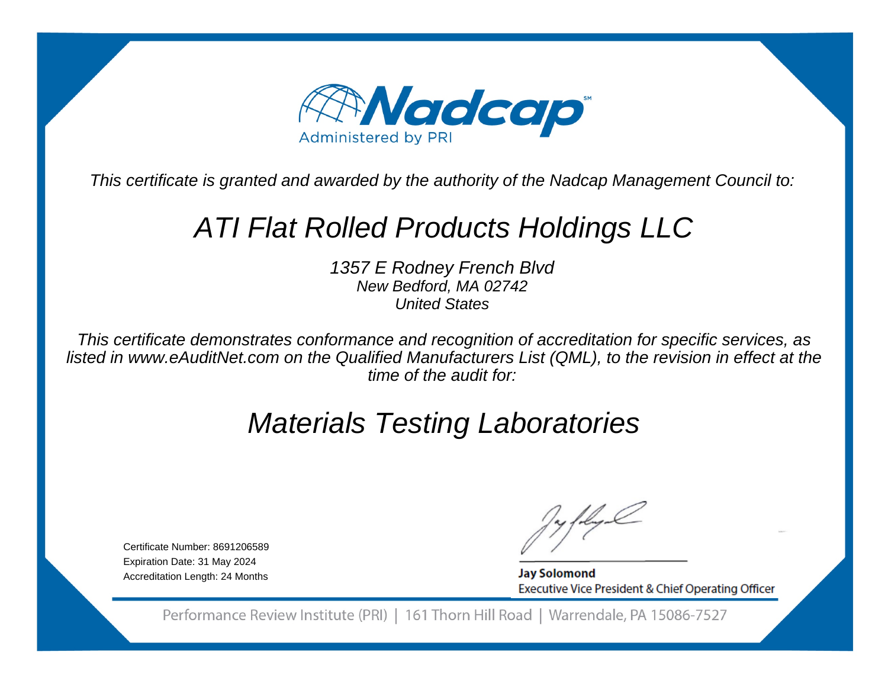Nadcap[SM]

Administered by PRI

*This certificate is granted and awarded by the authority of the Nadcap Management Council to:*

# *ATI Flat Rolled Products Holdings LLC*

*1357 E Rodney French Blvd*
*New Bedford, MA 02742*
*United States*

*This certificate demonstrates conformance and recognition of accreditation for specific services, as listed in www.eAuditNet.com on the Qualified Manufacturers List (QML), to the revision in effect at the time of the audit for:*

## *Materials Testing Laboratories*

Certificate Number: 8691206589
Expiration Date: 31 May 2024
Accreditation Length: 24 Months

**Jay Solomond**
Executive Vice President & Chief Operating Officer

Performance Review Institute (PRI) | 161 Thorn Hill Road | Warrendale, PA 15086-7527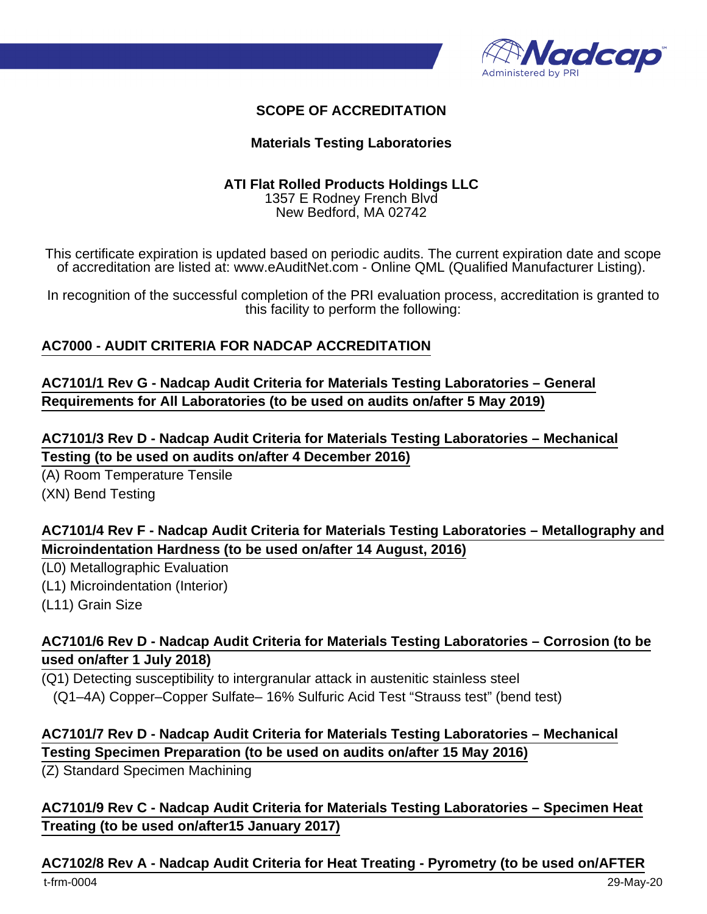# SCOPE OF ACCREDITATION

## Materials Testing Laboratories

**ATI Flat Rolled Products Holdings LLC**
1357 E Rodney French Blvd
New Bedford, MA 02742

This certificate expiration is updated based on periodic audits. The current expiration date and scope of accreditation are listed at: www.eAuditNet.com - Online QML (Qualified Manufacturer Listing).

In recognition of the successful completion of the PRI evaluation process, accreditation is granted to this facility to perform the following:

**AC7000 - AUDIT CRITERIA FOR NADCAP ACCREDITATION**

**AC7101/1 Rev G - Nadcap Audit Criteria for Materials Testing Laboratories – General Requirements for All Laboratories (to be used on audits on/after 5 May 2019)**

**AC7101/3 Rev D - Nadcap Audit Criteria for Materials Testing Laboratories – Mechanical Testing (to be used on audits on/after 4 December 2016)**

(A) Room Temperature Tensile
(XN) Bend Testing

**AC7101/4 Rev F - Nadcap Audit Criteria for Materials Testing Laboratories – Metallography and Microindentation Hardness (to be used on/after 14 August, 2016)**

(L0) Metallographic Evaluation
(L1) Microindentation (Interior)
(L11) Grain Size

**AC7101/6 Rev D - Nadcap Audit Criteria for Materials Testing Laboratories – Corrosion (to be used on/after 1 July 2018)**

(Q1) Detecting susceptibility to intergranular attack in austenitic stainless steel
(Q1–4A) Copper–Copper Sulfate– 16% Sulfuric Acid Test "Strauss test" (bend test)

**AC7101/7 Rev D - Nadcap Audit Criteria for Materials Testing Laboratories – Mechanical Testing Specimen Preparation (to be used on audits on/after 15 May 2016)**

(Z) Standard Specimen Machining

**AC7101/9 Rev C - Nadcap Audit Criteria for Materials Testing Laboratories – Specimen Heat Treating (to be used on/after15 January 2017)**

**AC7102/8 Rev A - Nadcap Audit Criteria for Heat Treating - Pyrometry (to be used on/AFTER**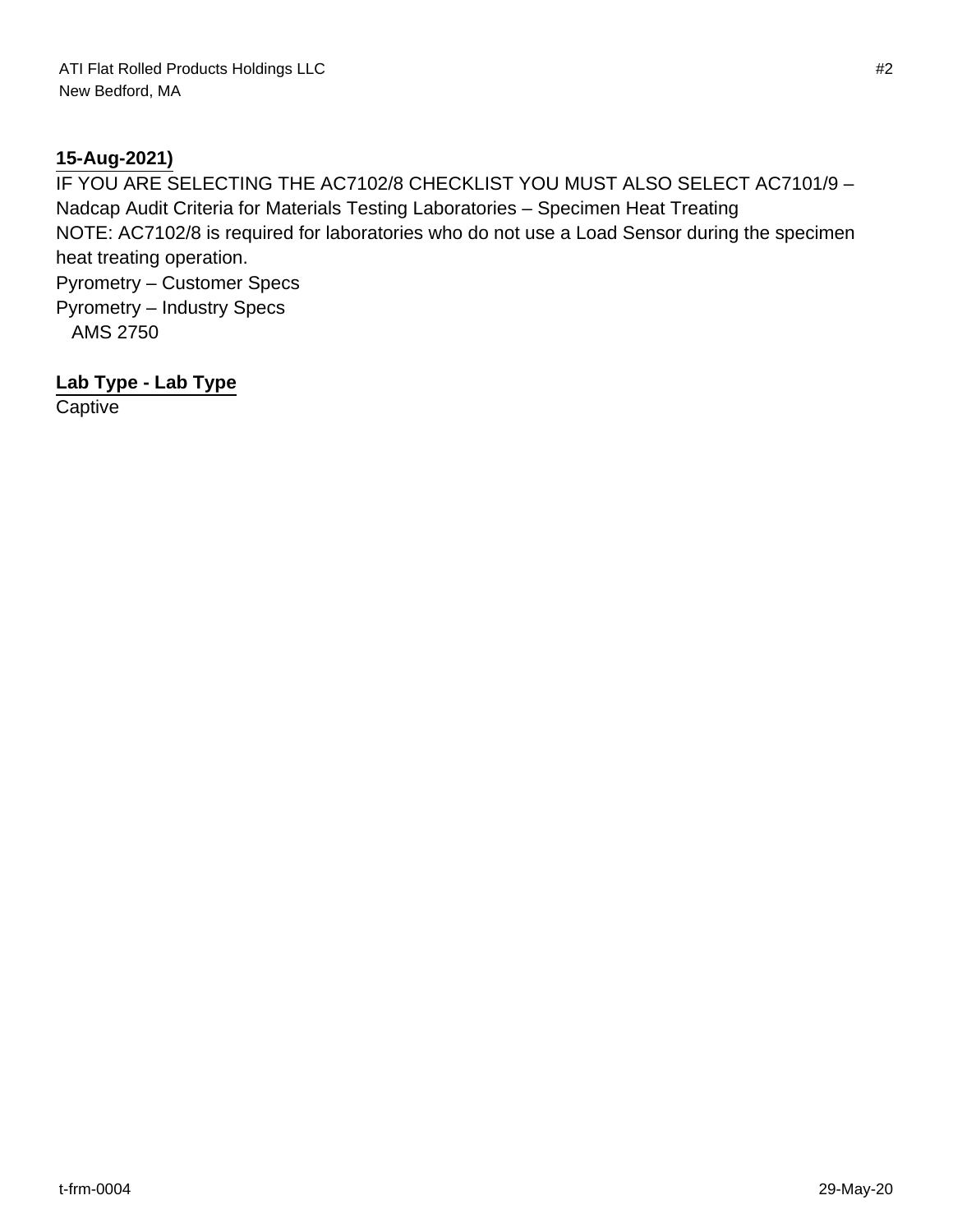**15-Aug-2021)**

IF YOU ARE SELECTING THE AC7102/8 CHECKLIST YOU MUST ALSO SELECT AC7101/9 – Nadcap Audit Criteria for Materials Testing Laboratories – Specimen Heat Treating

NOTE: AC7102/8 is required for laboratories who do not use a Load Sensor during the specimen heat treating operation.

Pyrometry – Customer Specs

Pyrometry – Industry Specs

AMS 2750

**Lab Type - Lab Type**

Captive